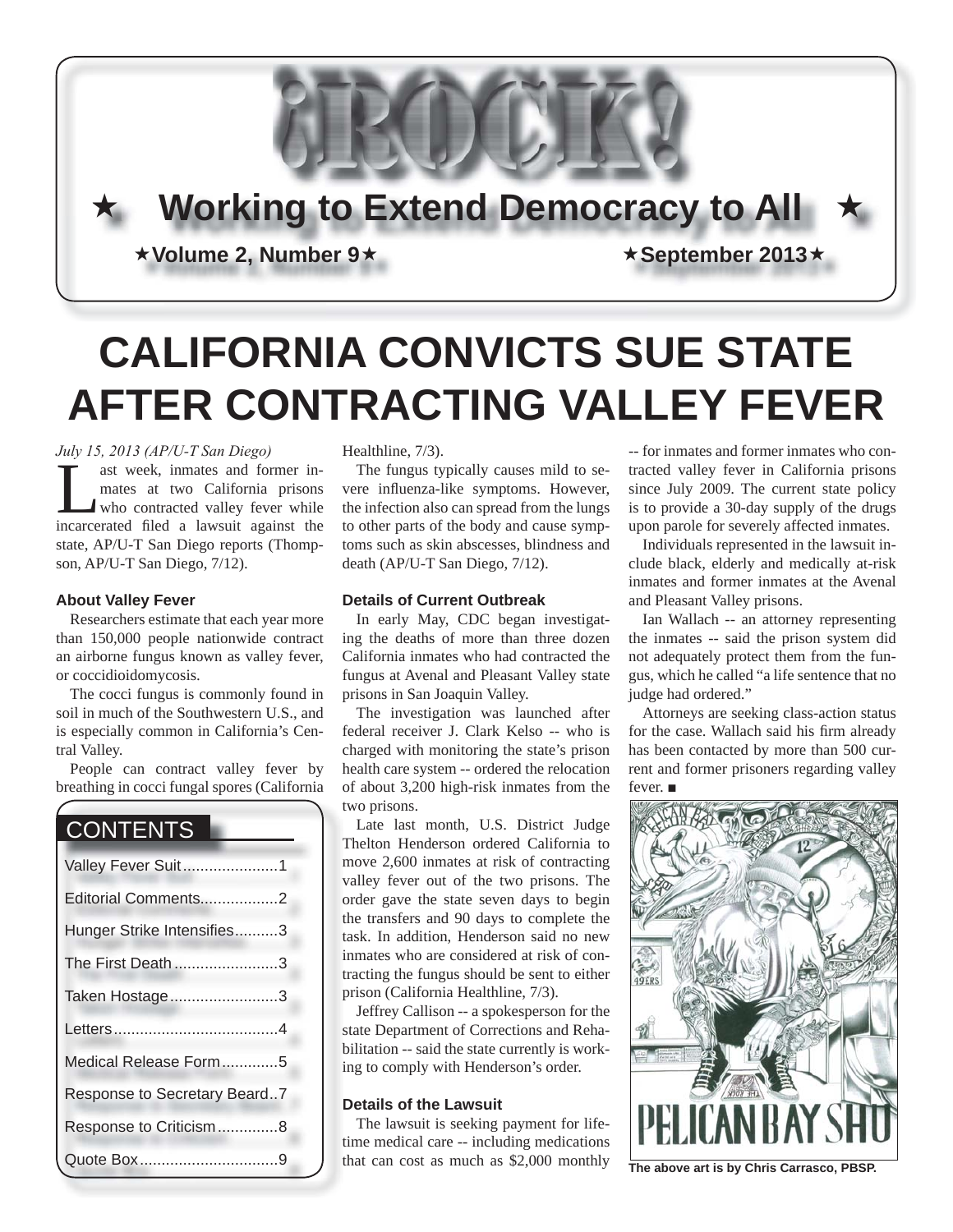# ¡ROCK!

★ **Working to Extend Democracy to All** ★

★**Volume 2, Number 9**★ ★**September 2013**★

# CALIFORNIA CONVICTS SUE STATE AFTER CONTRACTING VALLEY FEVER

*July 15, 2013 (AP/U-T San Diego)*

Last week, inmates and former inmates at two California prisons who contracted valley fever while incarcerated filed a lawsuit against the state, AP/U-T San Diego reports (Thompson, AP/U-T San Diego, 7/12).

### About Valley Fever

Researchers estimate that each year more than 150,000 people nationwide contract an airborne fungus known as valley fever, or coccidioidomycosis.

The cocci fungus is commonly found in soil in much of the Southwestern U.S., and is especially common in California's Central Valley.

People can contract valley fever by breathing in cocci fungal spores (California Healthline, 7/3).

The fungus typically causes mild to severe influenza-like symptoms. However, the infection also can spread from the lungs to other parts of the body and cause symptoms such as skin abscesses, blindness and death (AP/U-T San Diego, 7/12).

### Details of Current Outbreak

In early May, CDC began investigating the deaths of more than three dozen California inmates who had contracted the fungus at Avenal and Pleasant Valley state prisons in San Joaquin Valley.

The investigation was launched after federal receiver J. Clark Kelso -- who is charged with monitoring the state's prison health care system -- ordered the relocation of about 3,200 high-risk inmates from the two prisons.

Late last month, U.S. District Judge Thelton Henderson ordered California to move 2,600 inmates at risk of contracting valley fever out of the two prisons. The order gave the state seven days to begin the transfers and 90 days to complete the task. In addition, Henderson said no new inmates who are considered at risk of contracting the fungus should be sent to either prison (California Healthline, 7/3).

Jeffrey Callison -- a spokesperson for the state Department of Corrections and Rehabilitation -- said the state currently is working to comply with Henderson's order.

### Details of the Lawsuit

The lawsuit is seeking payment for lifetime medical care -- including medications that can cost as much as $2,000 monthly -- for inmates and former inmates who contracted valley fever in California prisons since July 2009. The current state policy is to provide a 30-day supply of the drugs upon parole for severely affected inmates.

Individuals represented in the lawsuit include black, elderly and medically at-risk inmates and former inmates at the Avenal and Pleasant Valley prisons.

Ian Wallach -- an attorney representing the inmates -- said the prison system did not adequately protect them from the fungus, which he called "a life sentence that no judge had ordered."

Attorneys are seeking class-action status for the case. Wallach said his firm already has been contacted by more than 500 current and former prisoners regarding valley fever. ■

**The above art is by Chris Carrasco, PBSP.**

## CONTENTS

| | |
|---|---|
| Valley Fever Suit | 1 |
| Editorial Comments | 2 |
| Hunger Strike Intensifies | 3 |
| The First Death | 3 |
| Taken Hostage | 3 |
| Letters | 4 |
| Medical Release Form | 5 |
| Response to Secretary Beard | 7 |
| Response to Criticism | 8 |
| Quote Box | 9 |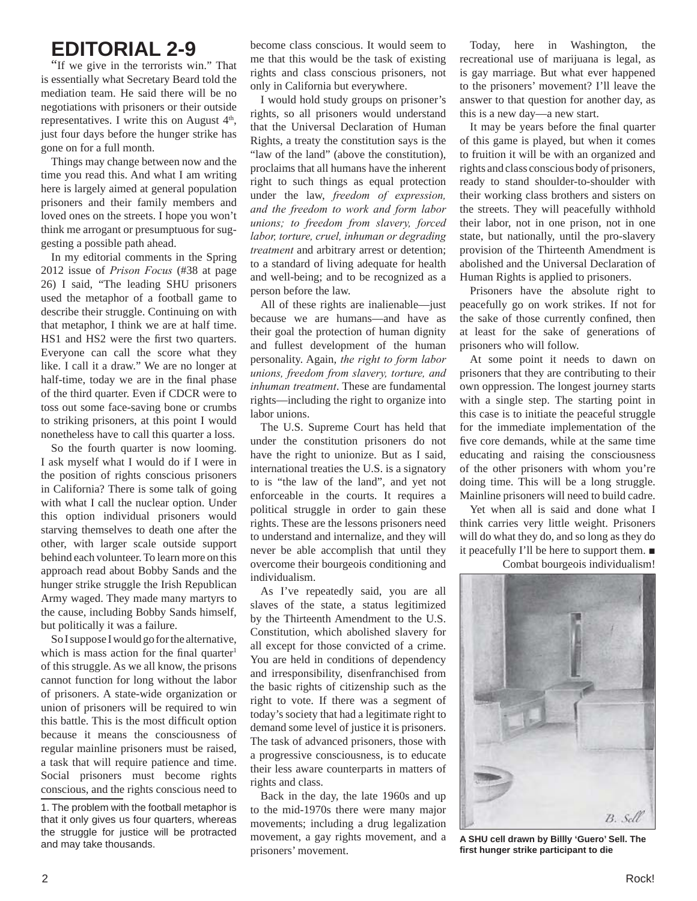# EDITORIAL 2-9

"If we give in the terrorists win." That is essentially what Secretary Beard told the mediation team. He said there will be no negotiations with prisoners or their outside representatives. I write this on August 4th, just four days before the hunger strike has gone on for a full month.

Things may change between now and the time you read this. And what I am writing here is largely aimed at general population prisoners and their family members and loved ones on the streets. I hope you won't think me arrogant or presumptuous for suggesting a possible path ahead.

In my editorial comments in the Spring 2012 issue of *Prison Focus* (#38 at page 26) I said, "The leading SHU prisoners used the metaphor of a football game to describe their struggle. Continuing on with that metaphor, I think we are at half time. HS1 and HS2 were the first two quarters. Everyone can call the score what they like. I call it a draw." We are no longer at half-time, today we are in the final phase of the third quarter. Even if CDCR were to toss out some face-saving bone or crumbs to striking prisoners, at this point I would nonetheless have to call this quarter a loss.

So the fourth quarter is now looming. I ask myself what I would do if I were in the position of rights conscious prisoners in California? There is some talk of going with what I call the nuclear option. Under this option individual prisoners would starving themselves to death one after the other, with larger scale outside support behind each volunteer. To learn more on this approach read about Bobby Sands and the hunger strike struggle the Irish Republican Army waged. They made many martyrs to the cause, including Bobby Sands himself, but politically it was a failure.

So I suppose I would go for the alternative, which is mass action for the final quarter[1] of this struggle. As we all know, the prisons cannot function for long without the labor of prisoners. A state-wide organization or union of prisoners will be required to win this battle. This is the most difficult option because it means the consciousness of regular mainline prisoners must be raised, a task that will require patience and time. Social prisoners must become rights conscious, and the rights conscious need to become class conscious. It would seem to me that this would be the task of existing rights and class conscious prisoners, not only in California but everywhere.

I would hold study groups on prisoner's rights, so all prisoners would understand that the Universal Declaration of Human Rights, a treaty the constitution says is the "law of the land" (above the constitution), proclaims that all humans have the inherent right to such things as equal protection under the law, *freedom of expression, and the freedom to work and form labor unions; to freedom from slavery, forced labor, torture, cruel, inhuman or degrading treatment* and arbitrary arrest or detention; to a standard of living adequate for health and well-being; and to be recognized as a person before the law.

All of these rights are inalienable—just because we are humans—and have as their goal the protection of human dignity and fullest development of the human personality. Again, *the right to form labor unions, freedom from slavery, torture, and inhuman treatment*. These are fundamental rights—including the right to organize into labor unions.

The U.S. Supreme Court has held that under the constitution prisoners do not have the right to unionize. But as I said, international treaties the U.S. is a signatory to is "the law of the land", and yet not enforceable in the courts. It requires a political struggle in order to gain these rights. These are the lessons prisoners need to understand and internalize, and they will never be able accomplish that until they overcome their bourgeois conditioning and individualism.

As I've repeatedly said, you are all slaves of the state, a status legitimized by the Thirteenth Amendment to the U.S. Constitution, which abolished slavery for all except for those convicted of a crime. You are held in conditions of dependency and irresponsibility, disenfranchised from the basic rights of citizenship such as the right to vote. If there was a segment of today's society that had a legitimate right to demand some level of justice it is prisoners. The task of advanced prisoners, those with a progressive consciousness, is to educate their less aware counterparts in matters of rights and class.

Back in the day, the late 1960s and up to the mid-1970s there were many major movements; including a drug legalization movement, a gay rights movement, and a prisoners' movement.

Today, here in Washington, the recreational use of marijuana is legal, as is gay marriage. But what ever happened to the prisoners' movement? I'll leave the answer to that question for another day, as this is a new day—a new start.

It may be years before the final quarter of this game is played, but when it comes to fruition it will be with an organized and rights and class conscious body of prisoners, ready to stand shoulder-to-shoulder with their working class brothers and sisters on the streets. They will peacefully withhold their labor, not in one prison, not in one state, but nationally, until the pro-slavery provision of the Thirteenth Amendment is abolished and the Universal Declaration of Human Rights is applied to prisoners.

Prisoners have the absolute right to peacefully go on work strikes. If not for the sake of those currently confined, then at least for the sake of generations of prisoners who will follow.

At some point it needs to dawn on prisoners that they are contributing to their own oppression. The longest journey starts with a single step. The starting point in this case is to initiate the peaceful struggle for the immediate implementation of the five core demands, while at the same time educating and raising the consciousness of the other prisoners with whom you're doing time. This will be a long struggle. Mainline prisoners will need to build cadre.

Yet when all is said and done what I think carries very little weight. Prisoners will do what they do, and so long as they do it peacefully I'll be here to support them. ■

Combat bourgeois individualism!

**A SHU cell drawn by Billly 'Guero' Sell. The first hunger strike participant to die**

---

1. The problem with the football metaphor is that it only gives us four quarters, whereas the struggle for justice will be protracted and may take thousands.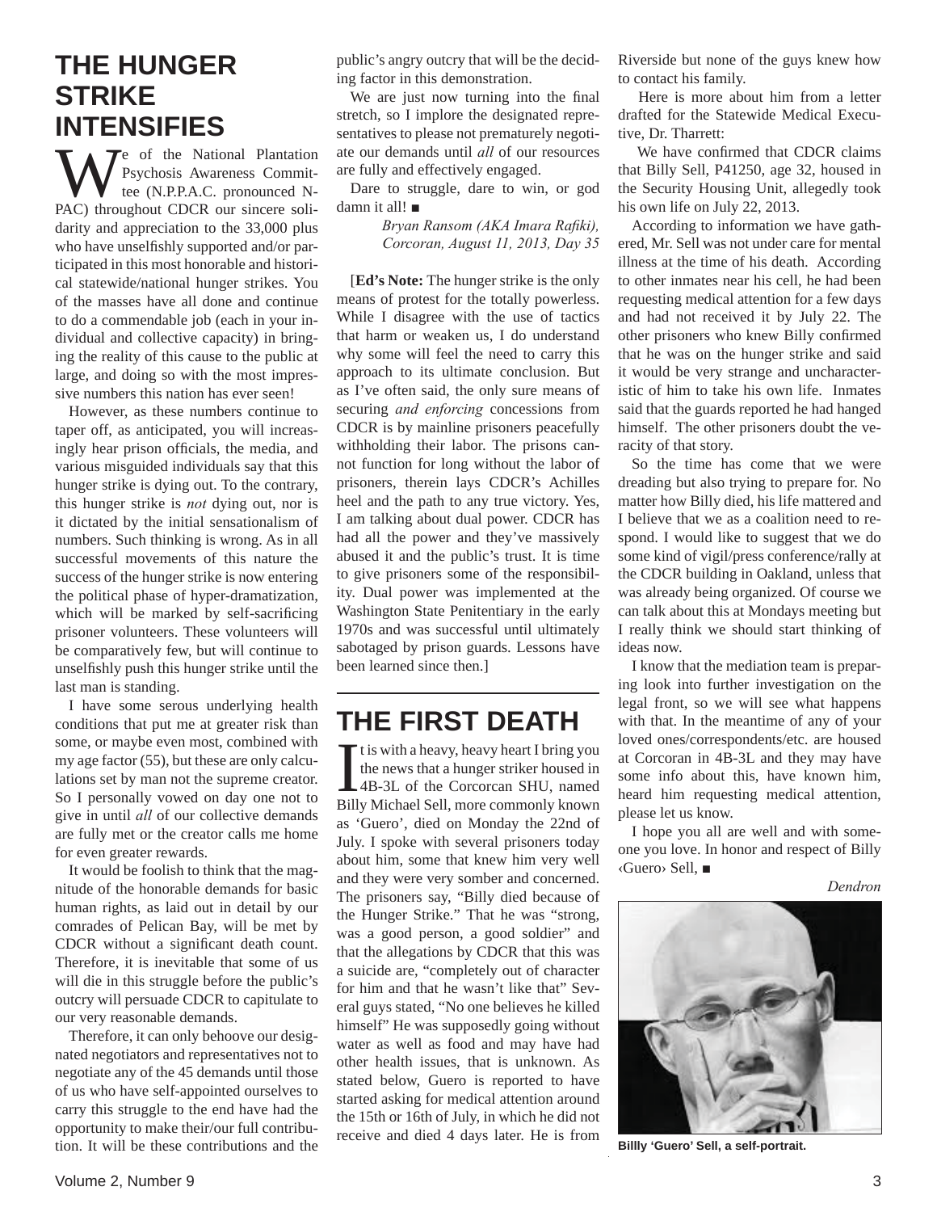# THE HUNGER STRIKE INTENSIFIES

We of the National Plantation Psychosis Awareness Committee (N.P.P.A.C. pronounced N-PAC) throughout CDCR our sincere solidarity and appreciation to the 33,000 plus who have unselfishly supported and/or participated in this most honorable and historical statewide/national hunger strikes. You of the masses have all done and continue to do a commendable job (each in your individual and collective capacity) in bringing the reality of this cause to the public at large, and doing so with the most impressive numbers this nation has ever seen!

However, as these numbers continue to taper off, as anticipated, you will increasingly hear prison officials, the media, and various misguided individuals say that this hunger strike is dying out. To the contrary, this hunger strike is *not* dying out, nor is it dictated by the initial sensationalism of numbers. Such thinking is wrong. As in all successful movements of this nature the success of the hunger strike is now entering the political phase of hyper-dramatization, which will be marked by self-sacrificing prisoner volunteers. These volunteers will be comparatively few, but will continue to unselfishly push this hunger strike until the last man is standing.

I have some serous underlying health conditions that put me at greater risk than some, or maybe even most, combined with my age factor (55), but these are only calculations set by man not the supreme creator. So I personally vowed on day one not to give in until *all* of our collective demands are fully met or the creator calls me home for even greater rewards.

It would be foolish to think that the magnitude of the honorable demands for basic human rights, as laid out in detail by our comrades of Pelican Bay, will be met by CDCR without a significant death count. Therefore, it is inevitable that some of us will die in this struggle before the public's outcry will persuade CDCR to capitulate to our very reasonable demands.

Therefore, it can only behoove our designated negotiators and representatives not to negotiate any of the 45 demands until those of us who have self-appointed ourselves to carry this struggle to the end have had the opportunity to make their/our full contribution. It will be these contributions and the public's angry outcry that will be the deciding factor in this demonstration.

We are just now turning into the final stretch, so I implore the designated representatives to please not prematurely negotiate our demands until *all* of our resources are fully and effectively engaged.

Dare to struggle, dare to win, or god damn it all! ■

*Bryan Ransom (AKA Imara Rafiki), Corcoran, August 11, 2013, Day 35*

[**Ed's Note:** The hunger strike is the only means of protest for the totally powerless. While I disagree with the use of tactics that harm or weaken us, I do understand why some will feel the need to carry this approach to its ultimate conclusion. But as I've often said, the only sure means of securing *and enforcing* concessions from CDCR is by mainline prisoners peacefully withholding their labor. The prisons cannot function for long without the labor of prisoners, therein lays CDCR's Achilles heel and the path to any true victory. Yes, I am talking about dual power. CDCR has had all the power and they've massively abused it and the public's trust. It is time to give prisoners some of the responsibility. Dual power was implemented at the Washington State Penitentiary in the early 1970s and was successful until ultimately sabotaged by prison guards. Lessons have been learned since then.]

# THE FIRST DEATH

It is with a heavy, heavy heart I bring you the news that a hunger striker housed in 4B-3L of the Corcorcan SHU, named Billy Michael Sell, more commonly known as 'Guero', died on Monday the 22nd of July. I spoke with several prisoners today about him, some that knew him very well and they were very somber and concerned. The prisoners say, "Billy died because of the Hunger Strike." That he was "strong, was a good person, a good soldier" and that the allegations by CDCR that this was a suicide are, "completely out of character for him and that he wasn't like that" Several guys stated, "No one believes he killed himself" He was supposedly going without water as well as food and may have had other health issues, that is unknown. As stated below, Guero is reported to have started asking for medical attention around the 15th or 16th of July, in which he did not receive and died 4 days later. He is from Riverside but none of the guys knew how to contact his family.

Here is more about him from a letter drafted for the Statewide Medical Executive, Dr. Tharrett:

We have confirmed that CDCR claims that Billy Sell, P41250, age 32, housed in the Security Housing Unit, allegedly took his own life on July 22, 2013.

According to information we have gathered, Mr. Sell was not under care for mental illness at the time of his death. According to other inmates near his cell, he had been requesting medical attention for a few days and had not received it by July 22. The other prisoners who knew Billy confirmed that he was on the hunger strike and said it would be very strange and uncharacteristic of him to take his own life. Inmates said that the guards reported he had hanged himself. The other prisoners doubt the veracity of that story.

So the time has come that we were dreading but also trying to prepare for. No matter how Billy died, his life mattered and I believe that we as a coalition need to respond. I would like to suggest that we do some kind of vigil/press conference/rally at the CDCR building in Oakland, unless that was already being organized. Of course we can talk about this at Mondays meeting but I really think we should start thinking of ideas now.

I know that the mediation team is preparing look into further investigation on the legal front, so we will see what happens with that. In the meantime of any of your loved ones/correspondents/etc. are housed at Corcoran in 4B-3L and they may have some info about this, have known him, heard him requesting medical attention, please let us know.

I hope you all are well and with someone you love. In honor and respect of Billy ‹Guero› Sell, ■

*Dendron*

**Billly 'Guero' Sell, a self-portrait.**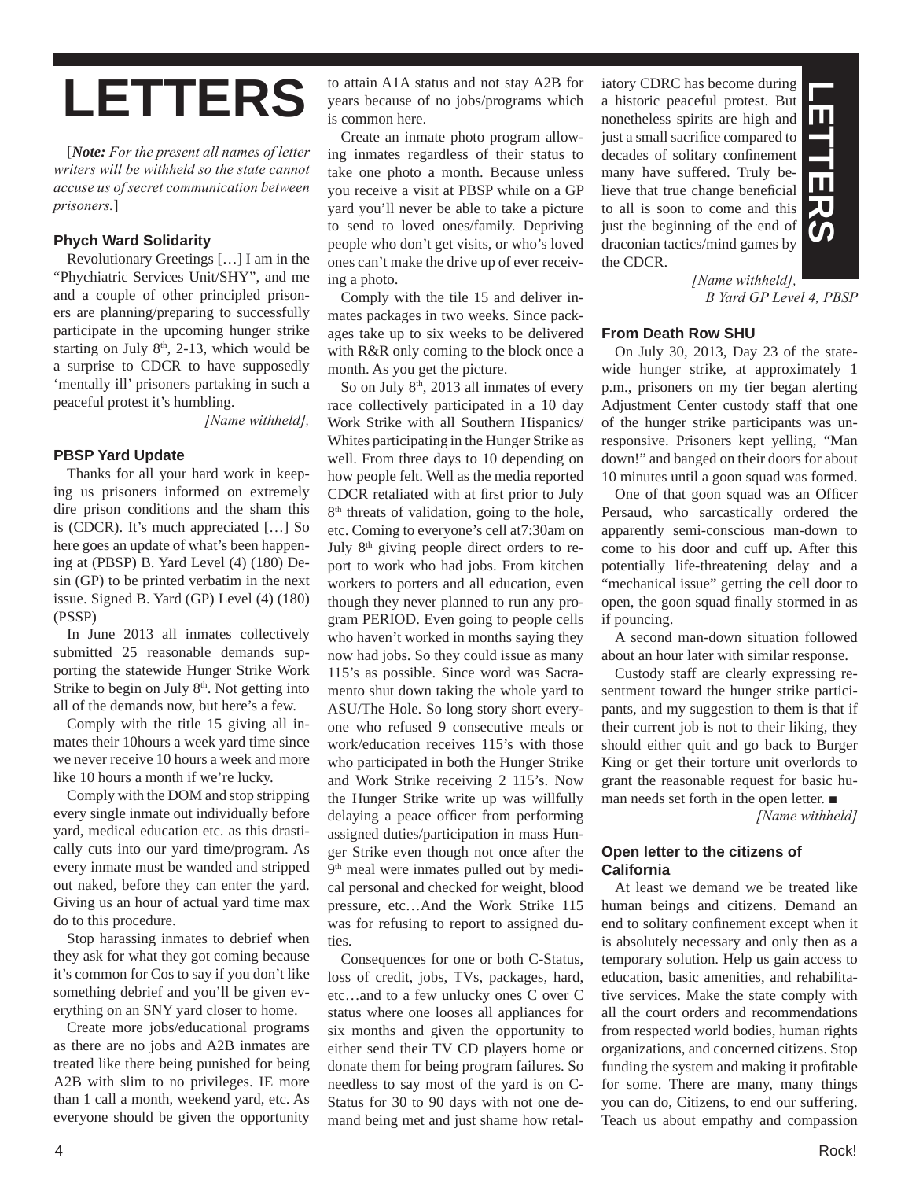# LETTERS

[***Note:*** *For the present all names of letter writers will be withheld so the state cannot accuse us of secret communication between prisoners.*]

### Phych Ward Solidarity

Revolutionary Greetings […] I am in the "Phychiatric Services Unit/SHY", and me and a couple of other principled prisoners are planning/preparing to successfully participate in the upcoming hunger strike starting on July 8th, 2-13, which would be a surprise to CDCR to have supposedly 'mentally ill' prisoners partaking in such a peaceful protest it's humbling.

*[Name withheld],*

### PBSP Yard Update

Thanks for all your hard work in keeping us prisoners informed on extremely dire prison conditions and the sham this is (CDCR). It's much appreciated […] So here goes an update of what's been happening at (PBSP) B. Yard Level (4) (180) Desin (GP) to be printed verbatim in the next issue. Signed B. Yard (GP) Level (4) (180) (PSSP)

In June 2013 all inmates collectively submitted 25 reasonable demands supporting the statewide Hunger Strike Work Strike to begin on July 8th. Not getting into all of the demands now, but here's a few.

Comply with the title 15 giving all inmates their 10hours a week yard time since we never receive 10 hours a week and more like 10 hours a month if we're lucky.

Comply with the DOM and stop stripping every single inmate out individually before yard, medical education etc. as this drastically cuts into our yard time/program. As every inmate must be wanded and stripped out naked, before they can enter the yard. Giving us an hour of actual yard time max do to this procedure.

Stop harassing inmates to debrief when they ask for what they got coming because it's common for Cos to say if you don't like something debrief and you'll be given everything on an SNY yard closer to home.

Create more jobs/educational programs as there are no jobs and A2B inmates are treated like there being punished for being A2B with slim to no privileges. IE more than 1 call a month, weekend yard, etc. As everyone should be given the opportunity to attain A1A status and not stay A2B for years because of no jobs/programs which is common here.

Create an inmate photo program allowing inmates regardless of their status to take one photo a month. Because unless you receive a visit at PBSP while on a GP yard you'll never be able to take a picture to send to loved ones/family. Depriving people who don't get visits, or who's loved ones can't make the drive up of ever receiving a photo.

Comply with the tile 15 and deliver inmates packages in two weeks. Since packages take up to six weeks to be delivered with R&R only coming to the block once a month. As you get the picture.

So on July 8th, 2013 all inmates of every race collectively participated in a 10 day Work Strike with all Southern Hispanics/Whites participating in the Hunger Strike as well. From three days to 10 depending on how people felt. Well as the media reported CDCR retaliated with at first prior to July 8th threats of validation, going to the hole, etc. Coming to everyone's cell at7:30am on July 8th giving people direct orders to report to work who had jobs. From kitchen workers to porters and all education, even though they never planned to run any program PERIOD. Even going to people cells who haven't worked in months saying they now had jobs. So they could issue as many 115's as possible. Since word was Sacramento shut down taking the whole yard to ASU/The Hole. So long story short everyone who refused 9 consecutive meals or work/education receives 115's with those who participated in both the Hunger Strike and Work Strike receiving 2 115's. Now the Hunger Strike write up was willfully delaying a peace officer from performing assigned duties/participation in mass Hunger Strike even though not once after the 9th meal were inmates pulled out by medical personal and checked for weight, blood pressure, etc…And the Work Strike 115 was for refusing to report to assigned duties.

Consequences for one or both C-Status, loss of credit, jobs, TVs, packages, hard, etc…and to a few unlucky ones C over C status where one looses all appliances for six months and given the opportunity to either send their TV CD players home or donate them for being program failures. So needless to say most of the yard is on C-Status for 30 to 90 days with not one demand being met and just shame how retaliatory CDRC has become during a historic peaceful protest. But nonetheless spirits are high and just a small sacrifice compared to decades of solitary confinement many have suffered. Truly believe that true change beneficial to all is soon to come and this just the beginning of the end of draconian tactics/mind games by the CDCR.

*[Name withheld],*
*B Yard GP Level 4, PBSP*

### From Death Row SHU

On July 30, 2013, Day 23 of the statewide hunger strike, at approximately 1 p.m., prisoners on my tier began alerting Adjustment Center custody staff that one of the hunger strike participants was unresponsive. Prisoners kept yelling, "Man down!" and banged on their doors for about 10 minutes until a goon squad was formed.

One of that goon squad was an Officer Persaud, who sarcastically ordered the apparently semi-conscious man-down to come to his door and cuff up. After this potentially life-threatening delay and a "mechanical issue" getting the cell door to open, the goon squad finally stormed in as if pouncing.

A second man-down situation followed about an hour later with similar response.

Custody staff are clearly expressing resentment toward the hunger strike participants, and my suggestion to them is that if their current job is not to their liking, they should either quit and go back to Burger King or get their torture unit overlords to grant the reasonable request for basic human needs set forth in the open letter. ■

*[Name withheld]*

### Open letter to the citizens of California

At least we demand we be treated like human beings and citizens. Demand an end to solitary confinement except when it is absolutely necessary and only then as a temporary solution. Help us gain access to education, basic amenities, and rehabilitative services. Make the state comply with all the court orders and recommendations from respected world bodies, human rights organizations, and concerned citizens. Stop funding the system and making it profitable for some. There are many, many things you can do, Citizens, to end our suffering. Teach us about empathy and compassion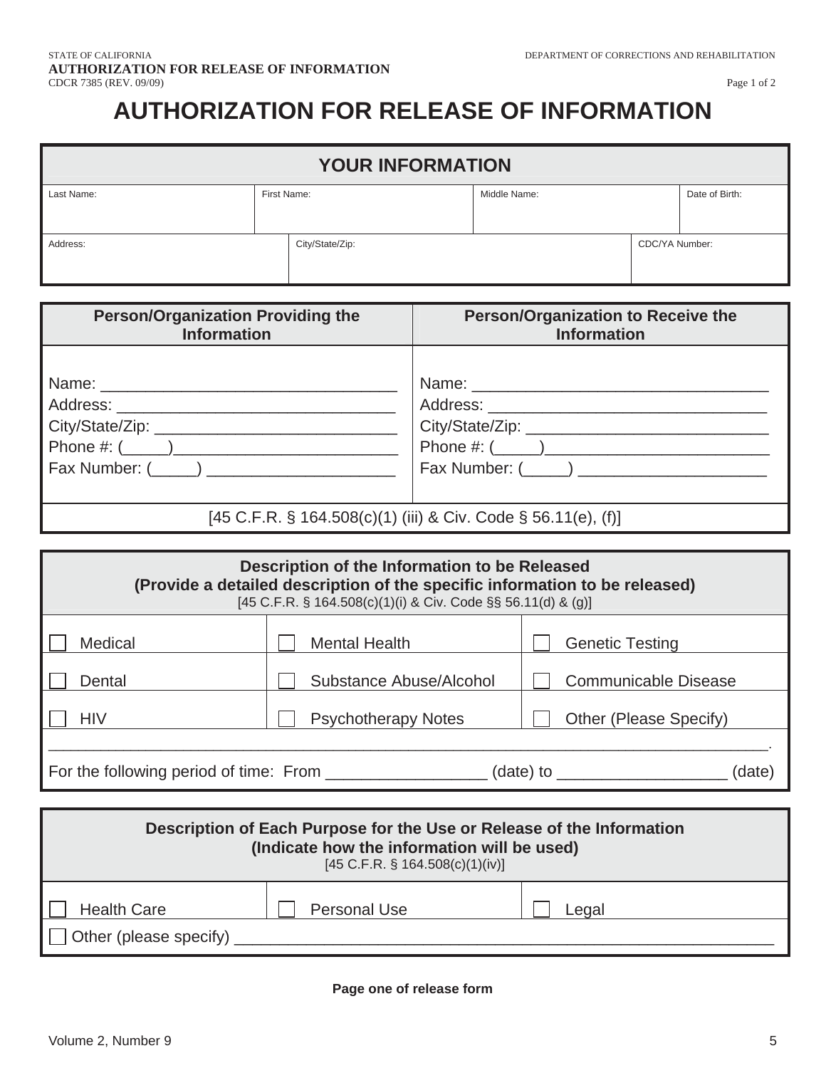STATE OF CALIFORNIA DEPARTMENT OF CORRECTIONS AND REHABILITATION
**AUTHORIZATION FOR RELEASE OF INFORMATION**
CDCR 7385 (REV. 09/09) Page 1 of 2

# AUTHORIZATION FOR RELEASE OF INFORMATION

## YOUR INFORMATION

| Last Name: | First Name: | Middle Name: | Date of Birth: |
|---|---|---|---|
| | | | |

| Address: | City/State/Zip: | CDC/YA Number: |
|---|---|---|
| | | |

| Person/Organization Providing the Information | Person/Organization to Receive the Information |
|---|---|
| Name: ________________________________ | Name: ________________________________ |
| Address: ______________________________ | Address: ______________________________ |
| City/State/Zip: __________________________ | City/State/Zip: __________________________ |
| Phone #: (_____)________________________ | Phone #: (_____)________________________ |
| Fax Number: (_____) ____________________ | Fax Number: (_____) ____________________ |

[45 C.F.R. § 164.508(c)(1) (iii) & Civ. Code § 56.11(e), (f)]

## Description of the Information to be Released

**(Provide a detailed description of the specific information to be released)**

[45 C.F.R. § 164.508(c)(1)(i) & Civ. Code §§ 56.11(d) & (g)]

| | | |
|---|---|---|
| ☐ Medical | ☐ Mental Health | ☐ Genetic Testing |
| ☐ Dental | ☐ Substance Abuse/Alcohol | ☐ Communicable Disease |
| ☐ HIV | ☐ Psychotherapy Notes | ☐ Other (Please Specify) |

_____________________________________________________________________________________.

For the following period of time: From _________________ (date) to __________________ (date)

## Description of Each Purpose for the Use or Release of the Information

**(Indicate how the information will be used)**

[45 C.F.R. § 164.508(c)(1)(iv)]

| | | |
|---|---|---|
| ☐ Health Care | ☐ Personal Use | ☐ Legal |

☐ Other (please specify) ____________________________________________________________

**Page one of release form**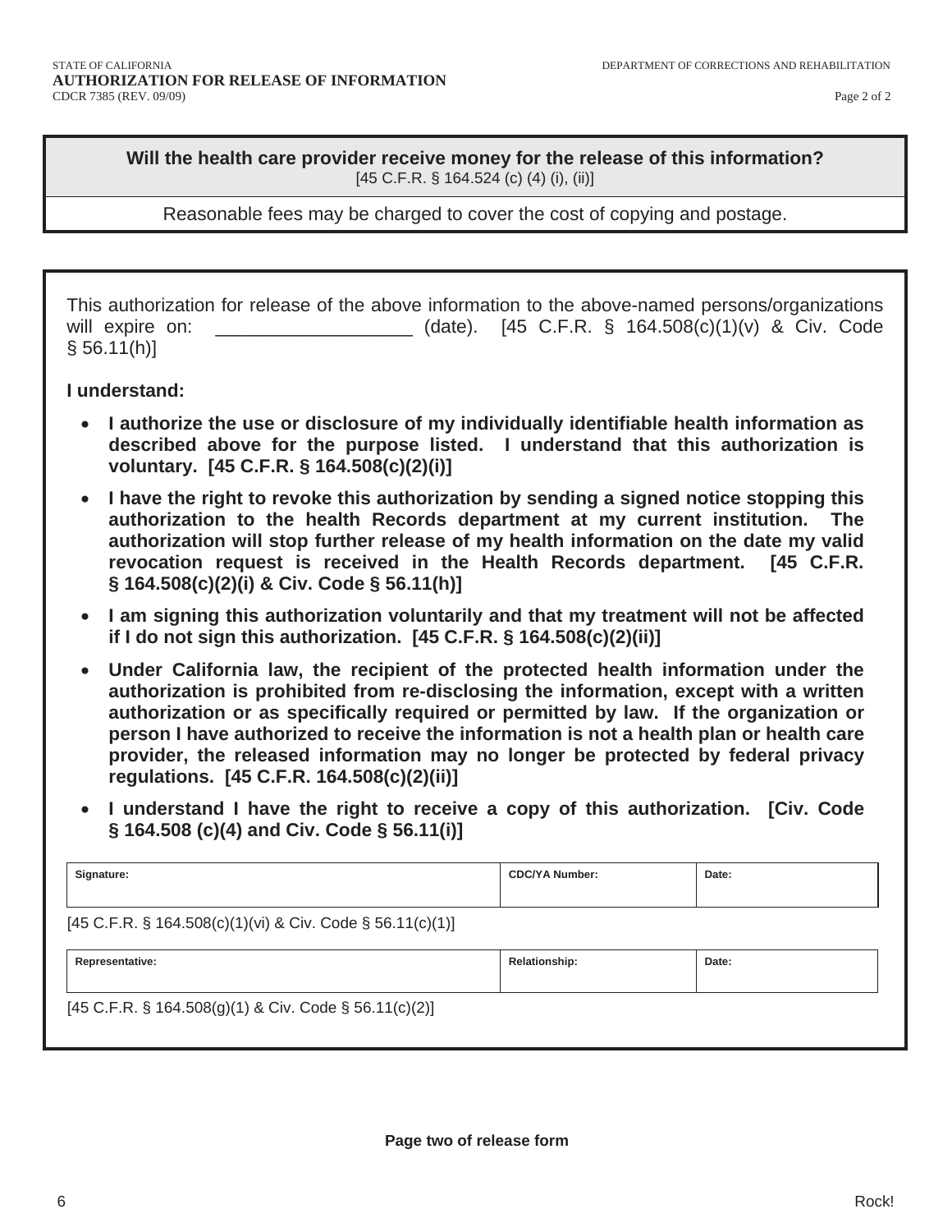STATE OF CALIFORNIA DEPARTMENT OF CORRECTIONS AND REHABILITATION

**AUTHORIZATION FOR RELEASE OF INFORMATION**

CDCR 7385 (REV. 09/09) Page 2 of 2

**Will the health care provider receive money for the release of this information?**
[45 C.F.R. § 164.524 (c) (4) (i), (ii)]

Reasonable fees may be charged to cover the cost of copying and postage.

This authorization for release of the above information to the above-named persons/organizations will expire on: ___________________ (date). [45 C.F.R. § 164.508(c)(1)(v) & Civ. Code § 56.11(h)]

**I understand:**

- **I authorize the use or disclosure of my individually identifiable health information as described above for the purpose listed. I understand that this authorization is voluntary. [45 C.F.R. § 164.508(c)(2)(i)]**
- **I have the right to revoke this authorization by sending a signed notice stopping this authorization to the health Records department at my current institution. The authorization will stop further release of my health information on the date my valid revocation request is received in the Health Records department. [45 C.F.R. § 164.508(c)(2)(i) & Civ. Code § 56.11(h)]**
- **I am signing this authorization voluntarily and that my treatment will not be affected if I do not sign this authorization. [45 C.F.R. § 164.508(c)(2)(ii)]**
- **Under California law, the recipient of the protected health information under the authorization is prohibited from re-disclosing the information, except with a written authorization or as specifically required or permitted by law. If the organization or person I have authorized to receive the information is not a health plan or health care provider, the released information may no longer be protected by federal privacy regulations. [45 C.F.R. 164.508(c)(2)(ii)]**
- **I understand I have the right to receive a copy of this authorization. [Civ. Code § 164.508 (c)(4) and Civ. Code § 56.11(i)]**

| Signature: | CDC/YA Number: | Date: |
|---|---|---|
| | | |

[45 C.F.R. § 164.508(c)(1)(vi) & Civ. Code § 56.11(c)(1)]

| Representative: | Relationship: | Date: |
|---|---|---|
| | | |

[45 C.F.R. § 164.508(g)(1) & Civ. Code § 56.11(c)(2)]

**Page two of release form**

Rock!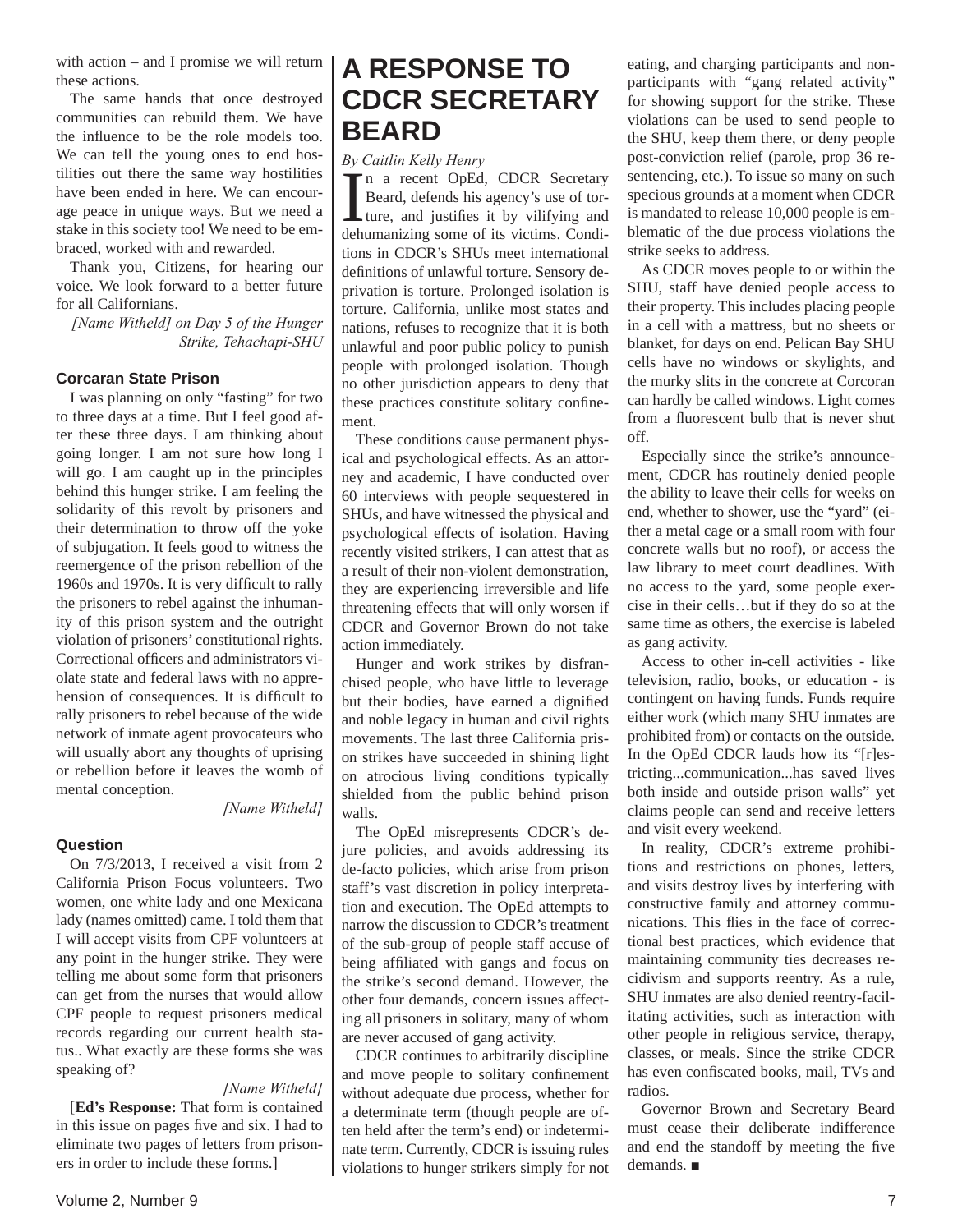with action – and I promise we will return these actions.

The same hands that once destroyed communities can rebuild them. We have the influence to be the role models too. We can tell the young ones to end hostilities out there the same way hostilities have been ended in here. We can encourage peace in unique ways. But we need a stake in this society too! We need to be embraced, worked with and rewarded.

Thank you, Citizens, for hearing our voice. We look forward to a better future for all Californians.

*[Name Witheld] on Day 5 of the Hunger Strike, Tehachapi-SHU*

### Corcaran State Prison

I was planning on only "fasting" for two to three days at a time. But I feel good after these three days. I am thinking about going longer. I am not sure how long I will go. I am caught up in the principles behind this hunger strike. I am feeling the solidarity of this revolt by prisoners and their determination to throw off the yoke of subjugation. It feels good to witness the reemergence of the prison rebellion of the 1960s and 1970s. It is very difficult to rally the prisoners to rebel against the inhumanity of this prison system and the outright violation of prisoners' constitutional rights. Correctional officers and administrators violate state and federal laws with no apprehension of consequences. It is difficult to rally prisoners to rebel because of the wide network of inmate agent provocateurs who will usually abort any thoughts of uprising or rebellion before it leaves the womb of mental conception.

*[Name Witheld]*

### Question

On 7/3/2013, I received a visit from 2 California Prison Focus volunteers. Two women, one white lady and one Mexicana lady (names omitted) came. I told them that I will accept visits from CPF volunteers at any point in the hunger strike. They were telling me about some form that prisoners can get from the nurses that would allow CPF people to request prisoners medical records regarding our current health status.. What exactly are these forms she was speaking of?

*[Name Witheld]*

[**Ed's Response:** That form is contained in this issue on pages five and six. I had to eliminate two pages of letters from prisoners in order to include these forms.]

# A RESPONSE TO CDCR SECRETARY BEARD

*By Caitlin Kelly Henry*

In a recent OpEd, CDCR Secretary Beard, defends his agency's use of torture, and justifies it by vilifying and dehumanizing some of its victims. Conditions in CDCR's SHUs meet international definitions of unlawful torture. Sensory deprivation is torture. Prolonged isolation is torture. California, unlike most states and nations, refuses to recognize that it is both unlawful and poor public policy to punish people with prolonged isolation. Though no other jurisdiction appears to deny that these practices constitute solitary confinement.

These conditions cause permanent physical and psychological effects. As an attorney and academic, I have conducted over 60 interviews with people sequestered in SHUs, and have witnessed the physical and psychological effects of isolation. Having recently visited strikers, I can attest that as a result of their non-violent demonstration, they are experiencing irreversible and life threatening effects that will only worsen if CDCR and Governor Brown do not take action immediately.

Hunger and work strikes by disfranchised people, who have little to leverage but their bodies, have earned a dignified and noble legacy in human and civil rights movements. The last three California prison strikes have succeeded in shining light on atrocious living conditions typically shielded from the public behind prison walls.

The OpEd misrepresents CDCR's dejure policies, and avoids addressing its de-facto policies, which arise from prison staff's vast discretion in policy interpretation and execution. The OpEd attempts to narrow the discussion to CDCR's treatment of the sub-group of people staff accuse of being affiliated with gangs and focus on the strike's second demand. However, the other four demands, concern issues affecting all prisoners in solitary, many of whom are never accused of gang activity.

CDCR continues to arbitrarily discipline and move people to solitary confinement without adequate due process, whether for a determinate term (though people are often held after the term's end) or indeterminate term. Currently, CDCR is issuing rules violations to hunger strikers simply for not eating, and charging participants and non-participants with "gang related activity" for showing support for the strike. These violations can be used to send people to the SHU, keep them there, or deny people post-conviction relief (parole, prop 36 re-sentencing, etc.). To issue so many on such specious grounds at a moment when CDCR is mandated to release 10,000 people is emblematic of the due process violations the strike seeks to address.

As CDCR moves people to or within the SHU, staff have denied people access to their property. This includes placing people in a cell with a mattress, but no sheets or blanket, for days on end. Pelican Bay SHU cells have no windows or skylights, and the murky slits in the concrete at Corcoran can hardly be called windows. Light comes from a fluorescent bulb that is never shut off.

Especially since the strike's announcement, CDCR has routinely denied people the ability to leave their cells for weeks on end, whether to shower, use the "yard" (either a metal cage or a small room with four concrete walls but no roof), or access the law library to meet court deadlines. With no access to the yard, some people exercise in their cells…but if they do so at the same time as others, the exercise is labeled as gang activity.

Access to other in-cell activities - like television, radio, books, or education - is contingent on having funds. Funds require either work (which many SHU inmates are prohibited from) or contacts on the outside. In the OpEd CDCR lauds how its "[r]estricting...communication...has saved lives both inside and outside prison walls" yet claims people can send and receive letters and visit every weekend.

In reality, CDCR's extreme prohibitions and restrictions on phones, letters, and visits destroy lives by interfering with constructive family and attorney communications. This flies in the face of correctional best practices, which evidence that maintaining community ties decreases recidivism and supports reentry. As a rule, SHU inmates are also denied reentry-facilitating activities, such as interaction with other people in religious service, therapy, classes, or meals. Since the strike CDCR has even confiscated books, mail, TVs and radios.

Governor Brown and Secretary Beard must cease their deliberate indifference and end the standoff by meeting the five demands. ■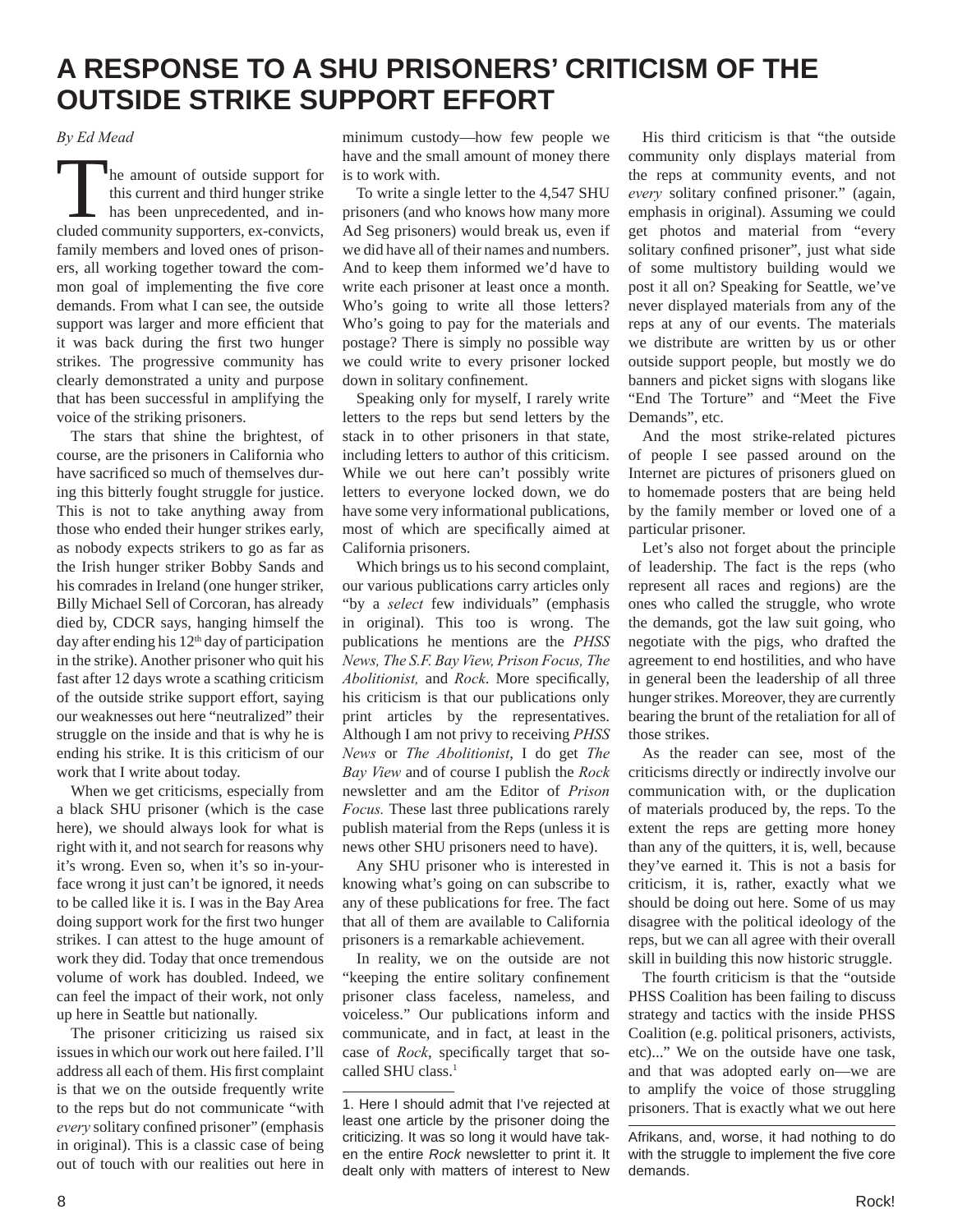# A RESPONSE TO A SHU PRISONERS' CRITICISM OF THE OUTSIDE STRIKE SUPPORT EFFORT

*By Ed Mead*

The amount of outside support for this current and third hunger strike has been unprecedented, and included community supporters, ex-convicts, family members and loved ones of prisoners, all working together toward the common goal of implementing the five core demands. From what I can see, the outside support was larger and more efficient that it was back during the first two hunger strikes. The progressive community has clearly demonstrated a unity and purpose that has been successful in amplifying the voice of the striking prisoners.

The stars that shine the brightest, of course, are the prisoners in California who have sacrificed so much of themselves during this bitterly fought struggle for justice. This is not to take anything away from those who ended their hunger strikes early, as nobody expects strikers to go as far as the Irish hunger striker Bobby Sands and his comrades in Ireland (one hunger striker, Billy Michael Sell of Corcoran, has already died by, CDCR says, hanging himself the day after ending his 12th day of participation in the strike). Another prisoner who quit his fast after 12 days wrote a scathing criticism of the outside strike support effort, saying our weaknesses out here "neutralized" their struggle on the inside and that is why he is ending his strike. It is this criticism of our work that I write about today.

When we get criticisms, especially from a black SHU prisoner (which is the case here), we should always look for what is right with it, and not search for reasons why it's wrong. Even so, when it's so in-your-face wrong it just can't be ignored, it needs to be called like it is. I was in the Bay Area doing support work for the first two hunger strikes. I can attest to the huge amount of work they did. Today that once tremendous volume of work has doubled. Indeed, we can feel the impact of their work, not only up here in Seattle but nationally.

The prisoner criticizing us raised six issues in which our work out here failed. I'll address all each of them. His first complaint is that we on the outside frequently write to the reps but do not communicate "with *every* solitary confined prisoner" (emphasis in original). This is a classic case of being out of touch with our realities out here in minimum custody—how few people we have and the small amount of money there is to work with.

To write a single letter to the 4,547 SHU prisoners (and who knows how many more Ad Seg prisoners) would break us, even if we did have all of their names and numbers. And to keep them informed we'd have to write each prisoner at least once a month. Who's going to write all those letters? Who's going to pay for the materials and postage? There is simply no possible way we could write to every prisoner locked down in solitary confinement.

Speaking only for myself, I rarely write letters to the reps but send letters by the stack in to other prisoners in that state, including letters to author of this criticism. While we out here can't possibly write letters to everyone locked down, we do have some very informational publications, most of which are specifically aimed at California prisoners.

Which brings us to his second complaint, our various publications carry articles only "by a *select* few individuals" (emphasis in original). This too is wrong. The publications he mentions are the *PHSS News, The S.F. Bay View, Prison Focus, The Abolitionist,* and *Rock*. More specifically, his criticism is that our publications only print articles by the representatives. Although I am not privy to receiving *PHSS News* or *The Abolitionist*, I do get *The Bay View* and of course I publish the *Rock* newsletter and am the Editor of *Prison Focus.* These last three publications rarely publish material from the Reps (unless it is news other SHU prisoners need to have).

Any SHU prisoner who is interested in knowing what's going on can subscribe to any of these publications for free. The fact that all of them are available to California prisoners is a remarkable achievement.

In reality, we on the outside are not "keeping the entire solitary confinement prisoner class faceless, nameless, and voiceless." Our publications inform and communicate, and in fact, at least in the case of *Rock*, specifically target that so-called SHU class.[1]

His third criticism is that "the outside community only displays material from the reps at community events, and not *every* solitary confined prisoner." (again, emphasis in original). Assuming we could get photos and material from "every solitary confined prisoner", just what side of some multistory building would we post it all on? Speaking for Seattle, we've never displayed materials from any of the reps at any of our events. The materials we distribute are written by us or other outside support people, but mostly we do banners and picket signs with slogans like "End The Torture" and "Meet the Five Demands", etc.

And the most strike-related pictures of people I see passed around on the Internet are pictures of prisoners glued on to homemade posters that are being held by the family member or loved one of a particular prisoner.

Let's also not forget about the principle of leadership. The fact is the reps (who represent all races and regions) are the ones who called the struggle, who wrote the demands, got the law suit going, who negotiate with the pigs, who drafted the agreement to end hostilities, and who have in general been the leadership of all three hunger strikes. Moreover, they are currently bearing the brunt of the retaliation for all of those strikes.

As the reader can see, most of the criticisms directly or indirectly involve our communication with, or the duplication of materials produced by, the reps. To the extent the reps are getting more honey than any of the quitters, it is, well, because they've earned it. This is not a basis for criticism, it is, rather, exactly what we should be doing out here. Some of us may disagree with the political ideology of the reps, but we can all agree with their overall skill in building this now historic struggle.

The fourth criticism is that the "outside PHSS Coalition has been failing to discuss strategy and tactics with the inside PHSS Coalition (e.g. political prisoners, activists, etc)..." We on the outside have one task, and that was adopted early on—we are to amplify the voice of those struggling prisoners. That is exactly what we out here

---

1. Here I should admit that I've rejected at least one article by the prisoner doing the criticizing. It was so long it would have taken the entire *Rock* newsletter to print it. It dealt only with matters of interest to New Afrikans, and, worse, it had nothing to do with the struggle to implement the five core demands.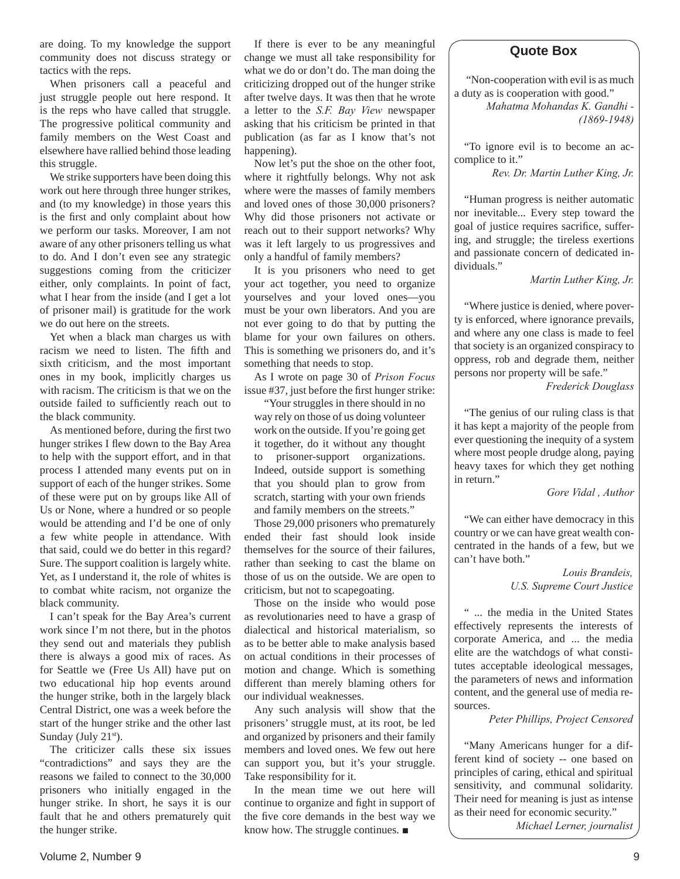are doing. To my knowledge the support community does not discuss strategy or tactics with the reps.

When prisoners call a peaceful and just struggle people out here respond. It is the reps who have called that struggle. The progressive political community and family members on the West Coast and elsewhere have rallied behind those leading this struggle.

We strike supporters have been doing this work out here through three hunger strikes, and (to my knowledge) in those years this is the first and only complaint about how we perform our tasks. Moreover, I am not aware of any other prisoners telling us what to do. And I don't even see any strategic suggestions coming from the criticizer either, only complaints. In point of fact, what I hear from the inside (and I get a lot of prisoner mail) is gratitude for the work we do out here on the streets.

Yet when a black man charges us with racism we need to listen. The fifth and sixth criticism, and the most important ones in my book, implicitly charges us with racism. The criticism is that we on the outside failed to sufficiently reach out to the black community.

As mentioned before, during the first two hunger strikes I flew down to the Bay Area to help with the support effort, and in that process I attended many events put on in support of each of the hunger strikes. Some of these were put on by groups like All of Us or None, where a hundred or so people would be attending and I'd be one of only a few white people in attendance. With that said, could we do better in this regard? Sure. The support coalition is largely white. Yet, as I understand it, the role of whites is to combat white racism, not organize the black community.

I can't speak for the Bay Area's current work since I'm not there, but in the photos they send out and materials they publish there is always a good mix of races. As for Seattle we (Free Us All) have put on two educational hip hop events around the hunger strike, both in the largely black Central District, one was a week before the start of the hunger strike and the other last Sunday (July 21st).

The criticizer calls these six issues "contradictions" and says they are the reasons we failed to connect to the 30,000 prisoners who initially engaged in the hunger strike. In short, he says it is our fault that he and others prematurely quit the hunger strike.

If there is ever to be any meaningful change we must all take responsibility for what we do or don't do. The man doing the criticizing dropped out of the hunger strike after twelve days. It was then that he wrote a letter to the *S.F. Bay View* newspaper asking that his criticism be printed in that publication (as far as I know that's not happening).

Now let's put the shoe on the other foot, where it rightfully belongs. Why not ask where were the masses of family members and loved ones of those 30,000 prisoners? Why did those prisoners not activate or reach out to their support networks? Why was it left largely to us progressives and only a handful of family members?

It is you prisoners who need to get your act together, you need to organize yourselves and your loved ones—you must be your own liberators. And you are not ever going to do that by putting the blame for your own failures on others. This is something we prisoners do, and it's something that needs to stop.

As I wrote on page 30 of *Prison Focus* issue #37, just before the first hunger strike:

> "Your struggles in there should in no way rely on those of us doing volunteer work on the outside. If you're going get it together, do it without any thought to prisoner-support organizations. Indeed, outside support is something that you should plan to grow from scratch, starting with your own friends and family members on the streets."

Those 29,000 prisoners who prematurely ended their fast should look inside themselves for the source of their failures, rather than seeking to cast the blame on those of us on the outside. We are open to criticism, but not to scapegoating.

Those on the inside who would pose as revolutionaries need to have a grasp of dialectical and historical materialism, so as to be better able to make analysis based on actual conditions in their processes of motion and change. Which is something different than merely blaming others for our individual weaknesses.

Any such analysis will show that the prisoners' struggle must, at its root, be led and organized by prisoners and their family members and loved ones. We few out here can support you, but it's your struggle. Take responsibility for it.

In the mean time we out here will continue to organize and fight in support of the five core demands in the best way we know how. The struggle continues. ■

## Quote Box

"Non-cooperation with evil is as much a duty as is cooperation with good."
*Mahatma Mohandas K. Gandhi - (1869-1948)*

"To ignore evil is to become an accomplice to it."
*Rev. Dr. Martin Luther King, Jr.*

"Human progress is neither automatic nor inevitable... Every step toward the goal of justice requires sacrifice, suffering, and struggle; the tireless exertions and passionate concern of dedicated individuals."
*Martin Luther King, Jr.*

"Where justice is denied, where poverty is enforced, where ignorance prevails, and where any one class is made to feel that society is an organized conspiracy to oppress, rob and degrade them, neither persons nor property will be safe."
*Frederick Douglass*

"The genius of our ruling class is that it has kept a majority of the people from ever questioning the inequity of a system where most people drudge along, paying heavy taxes for which they get nothing in return."
*Gore Vidal , Author*

"We can either have democracy in this country or we can have great wealth concentrated in the hands of a few, but we can't have both."
*Louis Brandeis, U.S. Supreme Court Justice*

" ... the media in the United States effectively represents the interests of corporate America, and ... the media elite are the watchdogs of what constitutes acceptable ideological messages, the parameters of news and information content, and the general use of media resources.
*Peter Phillips, Project Censored*

"Many Americans hunger for a different kind of society -- one based on principles of caring, ethical and spiritual sensitivity, and communal solidarity. Their need for meaning is just as intense as their need for economic security."
*Michael Lerner, journalist*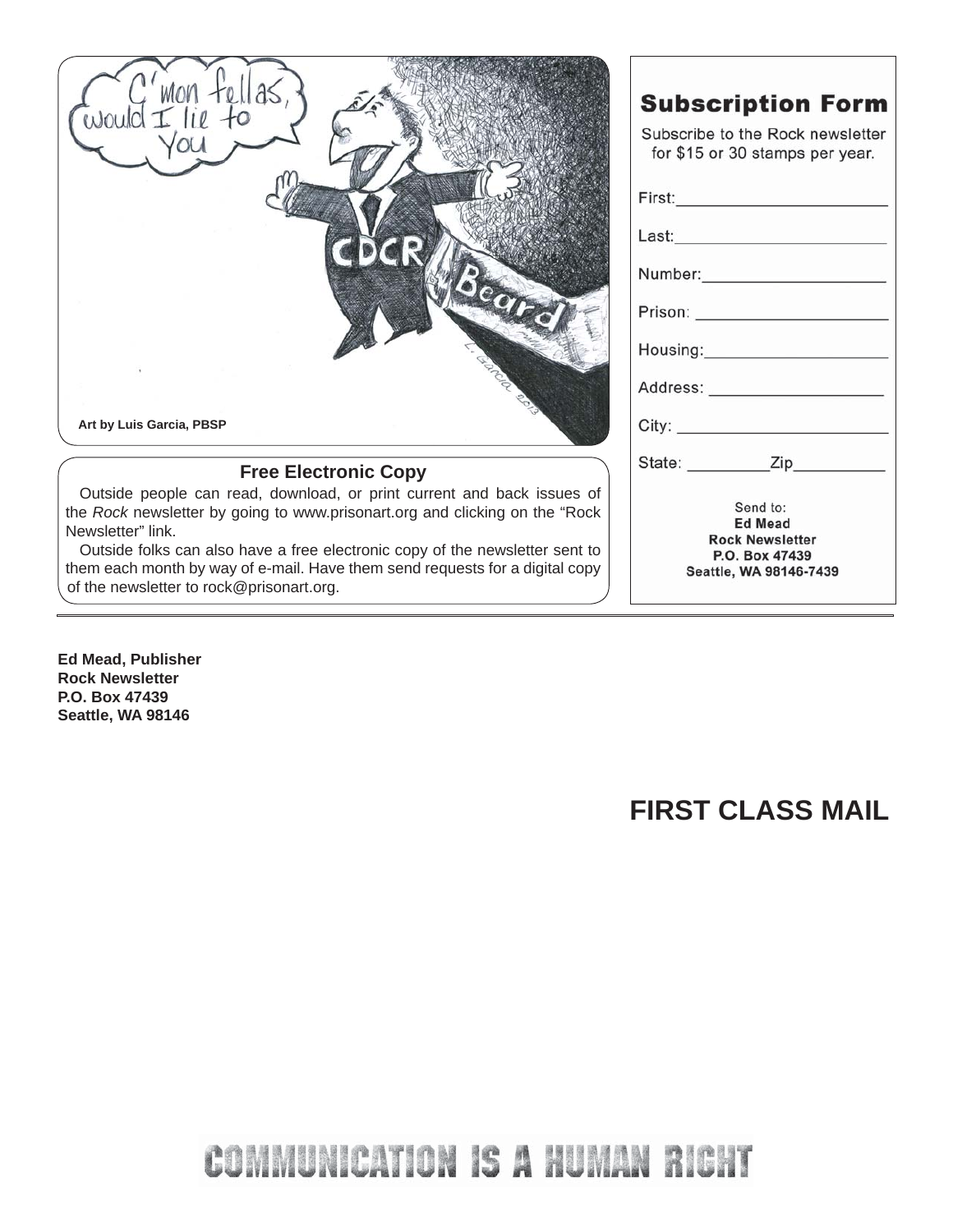Art by Luis Garcia, PBSP

## Free Electronic Copy

Outside people can read, download, or print current and back issues of the *Rock* newsletter by going to www.prisonart.org and clicking on the "Rock Newsletter" link.

Outside folks can also have a free electronic copy of the newsletter sent to them each month by way of e-mail. Have them send requests for a digital copy of the newsletter to rock@prisonart.org.

## Subscription Form

Subscribe to the Rock newsletter for $15 or 30 stamps per year.

First: ____________________

Last: ____________________

Number: ____________________

Prison: ____________________

Housing: ____________________

Address: ____________________

City: ____________________

State: __________ Zip __________

Send to:
**Ed Mead**
**Rock Newsletter**
**P.O. Box 47439**
**Seattle, WA 98146-7439**

---

**Ed Mead, Publisher**
**Rock Newsletter**
**P.O. Box 47439**
**Seattle, WA 98146**

**FIRST CLASS MAIL**

COMMUNICATION IS A HUMAN RIGHT